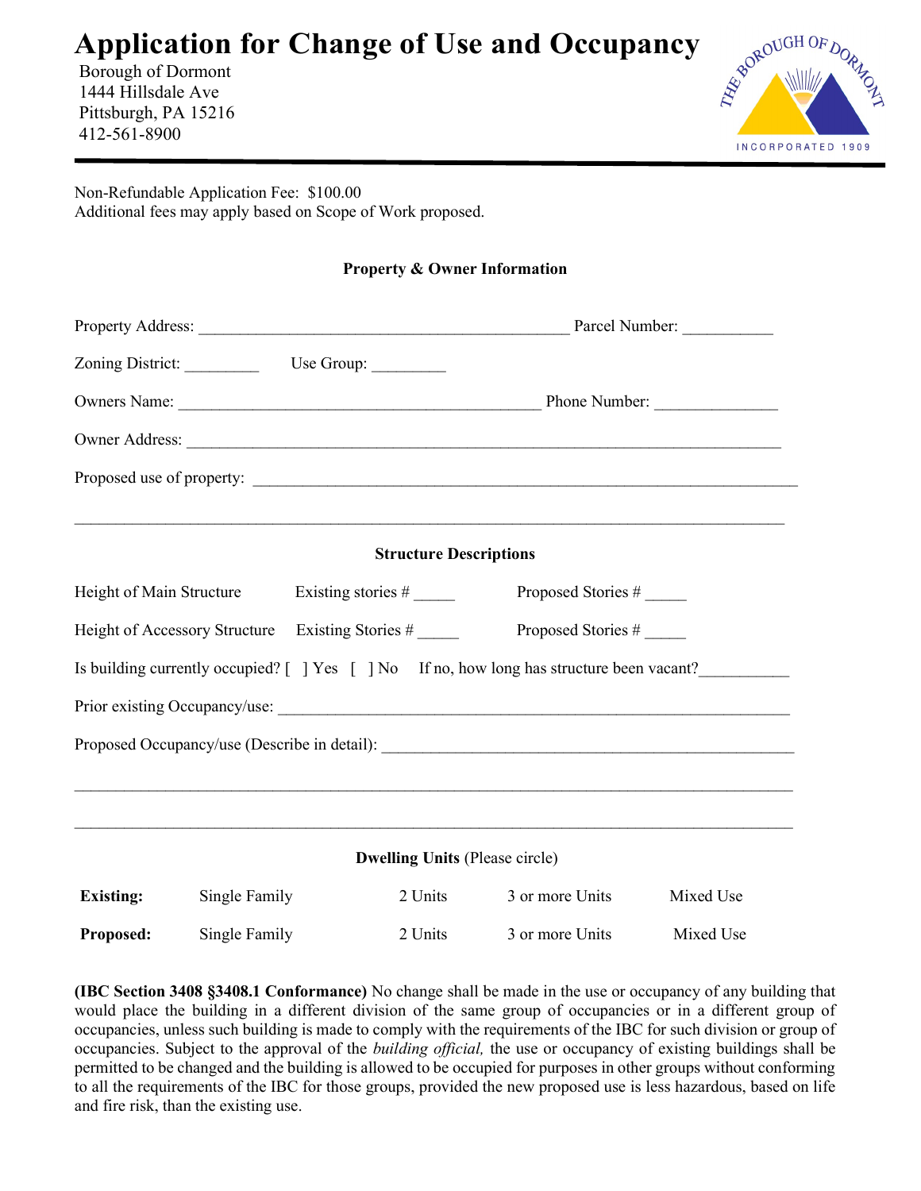# Application for Change of Use and Occupancy

Borough of Dormont
1444 Hillsdale Ave
Pittsburgh, PA 15216
412-561-8900

Non-Refundable Application Fee: $100.00
Additional fees may apply based on Scope of Work proposed.

**Property & Owner Information**

Property Address: ______________________________________________ Parcel Number: ___________

Zoning District: _________ Use Group: _________

Owners Name: _____________________________________________ Phone Number: _______________

Owner Address: __________________________________________________________________________

Proposed use of property: __________________________________________________________________

_________________________________________________________________________________________

**Structure Descriptions**

Height of Main Structure Existing stories # _____ Proposed Stories # _____

Height of Accessory Structure Existing Stories # _____ Proposed Stories # _____

Is building currently occupied? [ ] Yes [ ] No If no, how long has structure been vacant?___________

Prior existing Occupancy/use: ______________________________________________________________

Proposed Occupancy/use (Describe in detail): ___________________________________________________

_________________________________________________________________________________________

_________________________________________________________________________________________

**Dwelling Units** (Please circle)

| | | | | |
|---|---|---|---|---|
| **Existing:** | Single Family | 2 Units | 3 or more Units | Mixed Use |
| **Proposed:** | Single Family | 2 Units | 3 or more Units | Mixed Use |

**(IBC Section 3408 §3408.1 Conformance)** No change shall be made in the use or occupancy of any building that would place the building in a different division of the same group of occupancies or in a different group of occupancies, unless such building is made to comply with the requirements of the IBC for such division or group of occupancies. Subject to the approval of the *building official,* the use or occupancy of existing buildings shall be permitted to be changed and the building is allowed to be occupied for purposes in other groups without conforming to all the requirements of the IBC for those groups, provided the new proposed use is less hazardous, based on life and fire risk, than the existing use.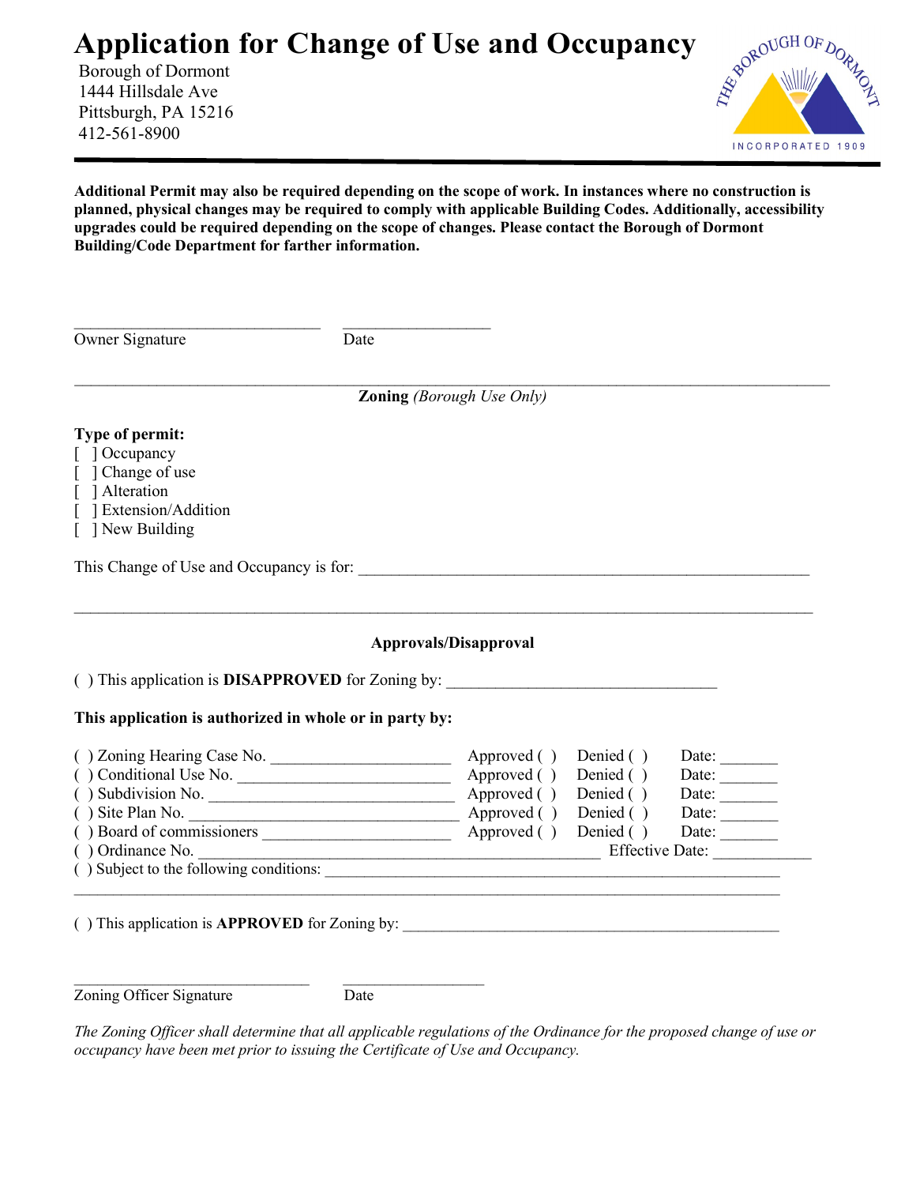# Application for Change of Use and Occupancy

Borough of Dormont
1444 Hillsdale Ave
Pittsburgh, PA 15216
412-561-8900

**Additional Permit may also be required depending on the scope of work. In instances where no construction is planned, physical changes may be required to comply with applicable Building Codes. Additionally, accessibility upgrades could be required depending on the scope of changes. Please contact the Borough of Dormont Building/Code Department for farther information.**

\_\_\_\_\_\_\_\_\_\_\_\_\_\_\_\_\_\_\_\_\_\_\_\_\_\_\_\_\_\_ \_\_\_\_\_\_\_\_\_\_\_\_\_\_\_\_\_\_
Owner Signature Date

---

**Zoning** *(Borough Use Only)*

**Type of permit:**

[ ] Occupancy
[ ] Change of use
[ ] Alteration
[ ] Extension/Addition
[ ] New Building

This Change of Use and Occupancy is for: \_\_\_\_\_\_\_\_\_\_\_\_\_\_\_\_\_\_\_\_\_\_\_\_\_\_\_\_\_\_\_\_\_\_\_\_\_\_\_\_\_\_\_\_\_\_\_\_\_\_\_\_\_\_

---

**Approvals/Disapproval**

( ) This application is **DISAPPROVED** for Zoning by: \_\_\_\_\_\_\_\_\_\_\_\_\_\_\_\_\_\_\_\_\_\_\_\_\_\_\_\_\_\_\_\_

**This application is authorized in whole or in party by:**

( ) Zoning Hearing Case No. \_\_\_\_\_\_\_\_\_\_\_\_\_\_\_\_\_\_\_\_\_\_ Approved ( ) Denied ( ) Date: \_\_\_\_\_\_\_
( ) Conditional Use No. \_\_\_\_\_\_\_\_\_\_\_\_\_\_\_\_\_\_\_\_\_\_\_\_\_\_ Approved ( ) Denied ( ) Date: \_\_\_\_\_\_\_
( ) Subdivision No. \_\_\_\_\_\_\_\_\_\_\_\_\_\_\_\_\_\_\_\_\_\_\_\_\_\_\_\_\_\_\_ Approved ( ) Denied ( ) Date: \_\_\_\_\_\_\_
( ) Site Plan No. \_\_\_\_\_\_\_\_\_\_\_\_\_\_\_\_\_\_\_\_\_\_\_\_\_\_\_\_\_\_\_\_\_ Approved ( ) Denied ( ) Date: \_\_\_\_\_\_\_
( ) Board of commissioners \_\_\_\_\_\_\_\_\_\_\_\_\_\_\_\_\_\_\_\_\_\_\_ Approved ( ) Denied ( ) Date: \_\_\_\_\_\_\_
( ) Ordinance No. \_\_\_\_\_\_\_\_\_\_\_\_\_\_\_\_\_\_\_\_\_\_\_\_\_\_\_\_\_\_\_\_\_\_\_\_\_\_\_\_\_\_\_\_\_\_\_\_\_\_\_ Effective Date: \_\_\_\_\_\_\_\_\_\_\_\_
( ) Subject to the following conditions: \_\_\_\_\_\_\_\_\_\_\_\_\_\_\_\_\_\_\_\_\_\_\_\_\_\_\_\_\_\_\_\_\_\_\_\_\_\_\_\_\_\_\_\_\_\_\_\_\_\_\_\_\_\_\_\_\_\_

( ) This application is **APPROVED** for Zoning by: \_\_\_\_\_\_\_\_\_\_\_\_\_\_\_\_\_\_\_\_\_\_\_\_\_\_\_\_\_\_\_\_\_\_\_\_\_\_\_\_\_\_\_\_\_\_\_\_

\_\_\_\_\_\_\_\_\_\_\_\_\_\_\_\_\_\_\_\_\_\_\_\_\_\_\_\_\_\_ \_\_\_\_\_\_\_\_\_\_\_\_\_\_\_\_\_\_
Zoning Officer Signature Date

*The Zoning Officer shall determine that all applicable regulations of the Ordinance for the proposed change of use or occupancy have been met prior to issuing the Certificate of Use and Occupancy.*